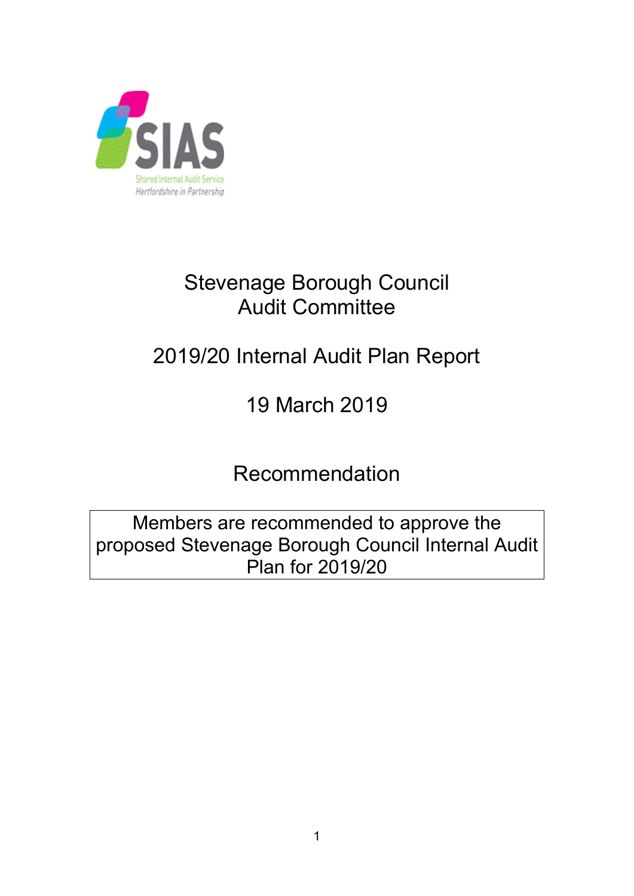SIAS

Shared Internal Audit Service
Hertfordshire in Partnership

# Stevenage Borough Council Audit Committee

# 2019/20 Internal Audit Plan Report

# 19 March 2019

## Recommendation

| Members are recommended to approve the proposed Stevenage Borough Council Internal Audit Plan for 2019/20 |
| --- |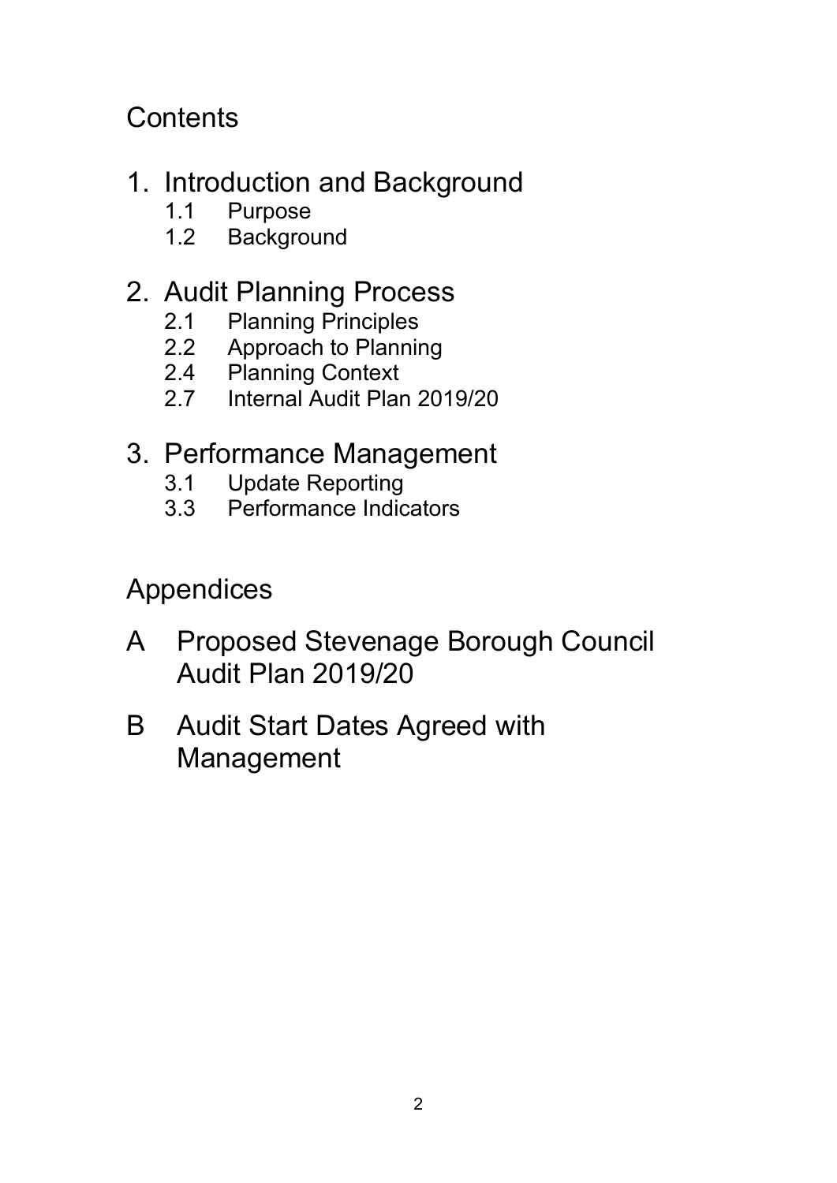## Contents

### 1. Introduction and Background
- 1.1 Purpose
- 1.2 Background

### 2. Audit Planning Process
- 2.1 Planning Principles
- 2.2 Approach to Planning
- 2.4 Planning Context
- 2.7 Internal Audit Plan 2019/20

### 3. Performance Management
- 3.1 Update Reporting
- 3.3 Performance Indicators

## Appendices

- A Proposed Stevenage Borough Council Audit Plan 2019/20
- B Audit Start Dates Agreed with Management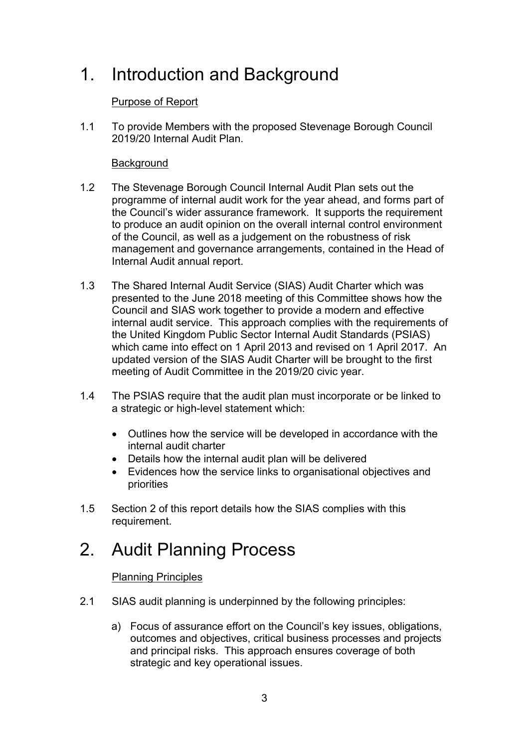# 1. Introduction and Background

Purpose of Report

1.1 To provide Members with the proposed Stevenage Borough Council 2019/20 Internal Audit Plan.

Background

1.2 The Stevenage Borough Council Internal Audit Plan sets out the programme of internal audit work for the year ahead, and forms part of the Council's wider assurance framework. It supports the requirement to produce an audit opinion on the overall internal control environment of the Council, as well as a judgement on the robustness of risk management and governance arrangements, contained in the Head of Internal Audit annual report.

1.3 The Shared Internal Audit Service (SIAS) Audit Charter which was presented to the June 2018 meeting of this Committee shows how the Council and SIAS work together to provide a modern and effective internal audit service. This approach complies with the requirements of the United Kingdom Public Sector Internal Audit Standards (PSIAS) which came into effect on 1 April 2013 and revised on 1 April 2017. An updated version of the SIAS Audit Charter will be brought to the first meeting of Audit Committee in the 2019/20 civic year.

1.4 The PSIAS require that the audit plan must incorporate or be linked to a strategic or high-level statement which:

- Outlines how the service will be developed in accordance with the internal audit charter
- Details how the internal audit plan will be delivered
- Evidences how the service links to organisational objectives and priorities

1.5 Section 2 of this report details how the SIAS complies with this requirement.

# 2. Audit Planning Process

Planning Principles

2.1 SIAS audit planning is underpinned by the following principles:

a) Focus of assurance effort on the Council's key issues, obligations, outcomes and objectives, critical business processes and projects and principal risks. This approach ensures coverage of both strategic and key operational issues.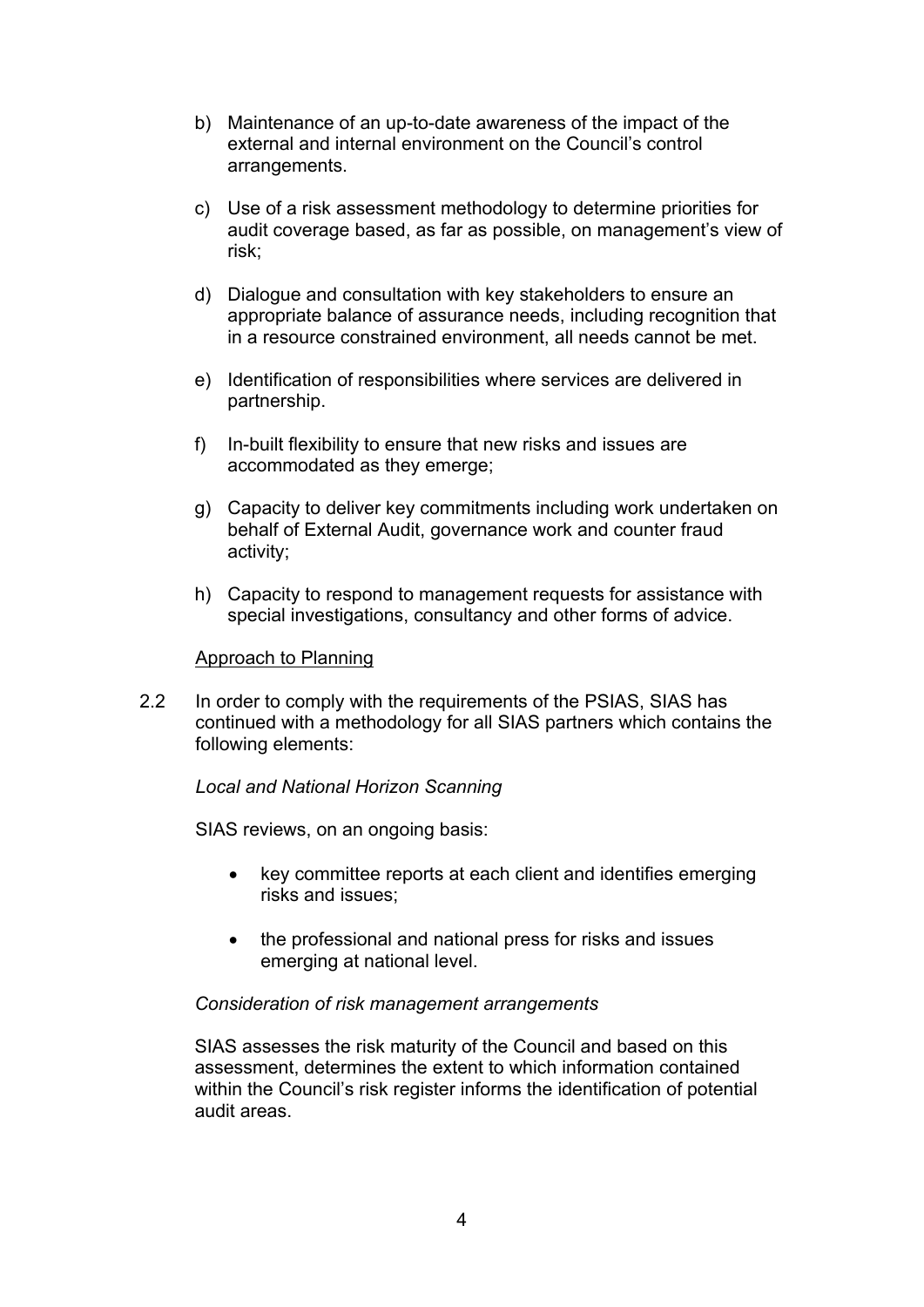b) Maintenance of an up-to-date awareness of the impact of the external and internal environment on the Council's control arrangements.

c) Use of a risk assessment methodology to determine priorities for audit coverage based, as far as possible, on management's view of risk;

d) Dialogue and consultation with key stakeholders to ensure an appropriate balance of assurance needs, including recognition that in a resource constrained environment, all needs cannot be met.

e) Identification of responsibilities where services are delivered in partnership.

f) In-built flexibility to ensure that new risks and issues are accommodated as they emerge;

g) Capacity to deliver key commitments including work undertaken on behalf of External Audit, governance work and counter fraud activity;

h) Capacity to respond to management requests for assistance with special investigations, consultancy and other forms of advice.

Approach to Planning

2.2 In order to comply with the requirements of the PSIAS, SIAS has continued with a methodology for all SIAS partners which contains the following elements:

*Local and National Horizon Scanning*

SIAS reviews, on an ongoing basis:

- key committee reports at each client and identifies emerging risks and issues;
- the professional and national press for risks and issues emerging at national level.

*Consideration of risk management arrangements*

SIAS assesses the risk maturity of the Council and based on this assessment, determines the extent to which information contained within the Council's risk register informs the identification of potential audit areas.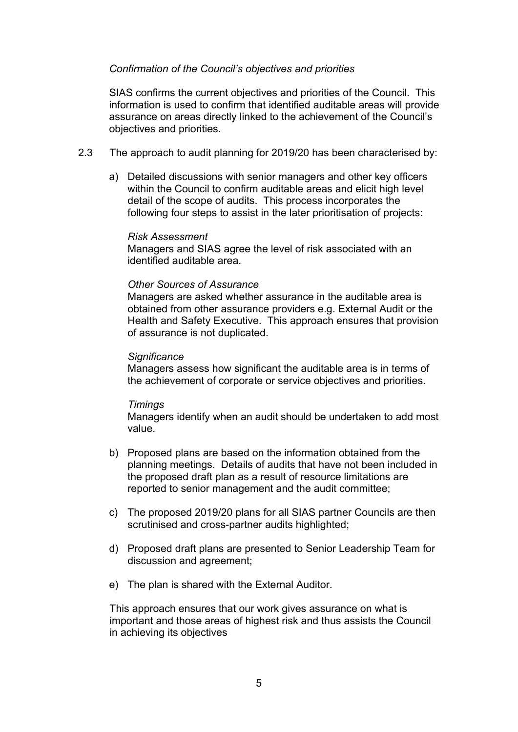*Confirmation of the Council's objectives and priorities*

SIAS confirms the current objectives and priorities of the Council. This information is used to confirm that identified auditable areas will provide assurance on areas directly linked to the achievement of the Council's objectives and priorities.

2.3 The approach to audit planning for 2019/20 has been characterised by:

a) Detailed discussions with senior managers and other key officers within the Council to confirm auditable areas and elicit high level detail of the scope of audits. This process incorporates the following four steps to assist in the later prioritisation of projects:

   *Risk Assessment*
   Managers and SIAS agree the level of risk associated with an identified auditable area.

   *Other Sources of Assurance*
   Managers are asked whether assurance in the auditable area is obtained from other assurance providers e.g. External Audit or the Health and Safety Executive. This approach ensures that provision of assurance is not duplicated.

   *Significance*
   Managers assess how significant the auditable area is in terms of the achievement of corporate or service objectives and priorities.

   *Timings*
   Managers identify when an audit should be undertaken to add most value.

b) Proposed plans are based on the information obtained from the planning meetings. Details of audits that have not been included in the proposed draft plan as a result of resource limitations are reported to senior management and the audit committee;

c) The proposed 2019/20 plans for all SIAS partner Councils are then scrutinised and cross-partner audits highlighted;

d) Proposed draft plans are presented to Senior Leadership Team for discussion and agreement;

e) The plan is shared with the External Auditor.

This approach ensures that our work gives assurance on what is important and those areas of highest risk and thus assists the Council in achieving its objectives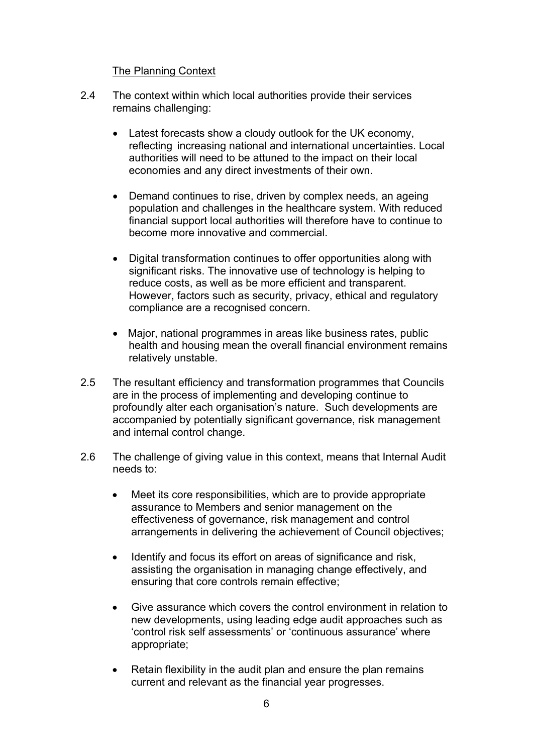### The Planning Context

2.4 The context within which local authorities provide their services remains challenging:

- Latest forecasts show a cloudy outlook for the UK economy, reflecting increasing national and international uncertainties. Local authorities will need to be attuned to the impact on their local economies and any direct investments of their own.

- Demand continues to rise, driven by complex needs, an ageing population and challenges in the healthcare system. With reduced financial support local authorities will therefore have to continue to become more innovative and commercial.

- Digital transformation continues to offer opportunities along with significant risks. The innovative use of technology is helping to reduce costs, as well as be more efficient and transparent. However, factors such as security, privacy, ethical and regulatory compliance are a recognised concern.

- Major, national programmes in areas like business rates, public health and housing mean the overall financial environment remains relatively unstable.

2.5 The resultant efficiency and transformation programmes that Councils are in the process of implementing and developing continue to profoundly alter each organisation's nature. Such developments are accompanied by potentially significant governance, risk management and internal control change.

2.6 The challenge of giving value in this context, means that Internal Audit needs to:

- Meet its core responsibilities, which are to provide appropriate assurance to Members and senior management on the effectiveness of governance, risk management and control arrangements in delivering the achievement of Council objectives;

- Identify and focus its effort on areas of significance and risk, assisting the organisation in managing change effectively, and ensuring that core controls remain effective;

- Give assurance which covers the control environment in relation to new developments, using leading edge audit approaches such as 'control risk self assessments' or 'continuous assurance' where appropriate;

- Retain flexibility in the audit plan and ensure the plan remains current and relevant as the financial year progresses.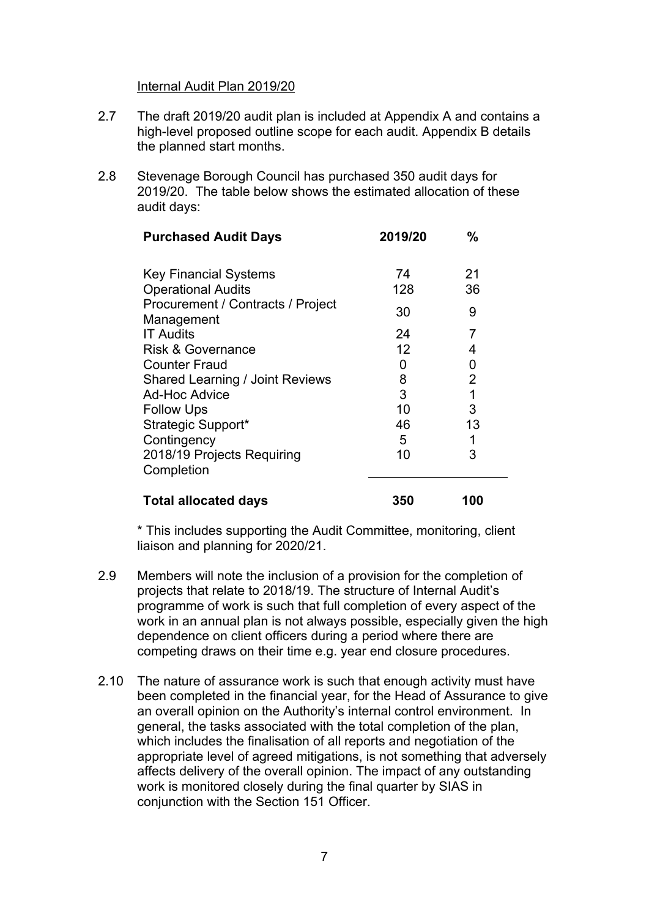Internal Audit Plan 2019/20

2.7 The draft 2019/20 audit plan is included at Appendix A and contains a high-level proposed outline scope for each audit. Appendix B details the planned start months.

2.8 Stevenage Borough Council has purchased 350 audit days for 2019/20. The table below shows the estimated allocation of these audit days:

| **Purchased Audit Days** | **2019/20** | **%** |
|---|---|---|
| Key Financial Systems | 74 | 21 |
| Operational Audits | 128 | 36 |
| Procurement / Contracts / Project Management | 30 | 9 |
| IT Audits | 24 | 7 |
| Risk & Governance | 12 | 4 |
| Counter Fraud | 0 | 0 |
| Shared Learning / Joint Reviews | 8 | 2 |
| Ad-Hoc Advice | 3 | 1 |
| Follow Ups | 10 | 3 |
| Strategic Support* | 46 | 13 |
| Contingency | 5 | 1 |
| 2018/19 Projects Requiring Completion | 10 | 3 |
| **Total allocated days** | **350** | **100** |

* This includes supporting the Audit Committee, monitoring, client liaison and planning for 2020/21.

2.9 Members will note the inclusion of a provision for the completion of projects that relate to 2018/19. The structure of Internal Audit's programme of work is such that full completion of every aspect of the work in an annual plan is not always possible, especially given the high dependence on client officers during a period where there are competing draws on their time e.g. year end closure procedures.

2.10 The nature of assurance work is such that enough activity must have been completed in the financial year, for the Head of Assurance to give an overall opinion on the Authority's internal control environment. In general, the tasks associated with the total completion of the plan, which includes the finalisation of all reports and negotiation of the appropriate level of agreed mitigations, is not something that adversely affects delivery of the overall opinion. The impact of any outstanding work is monitored closely during the final quarter by SIAS in conjunction with the Section 151 Officer.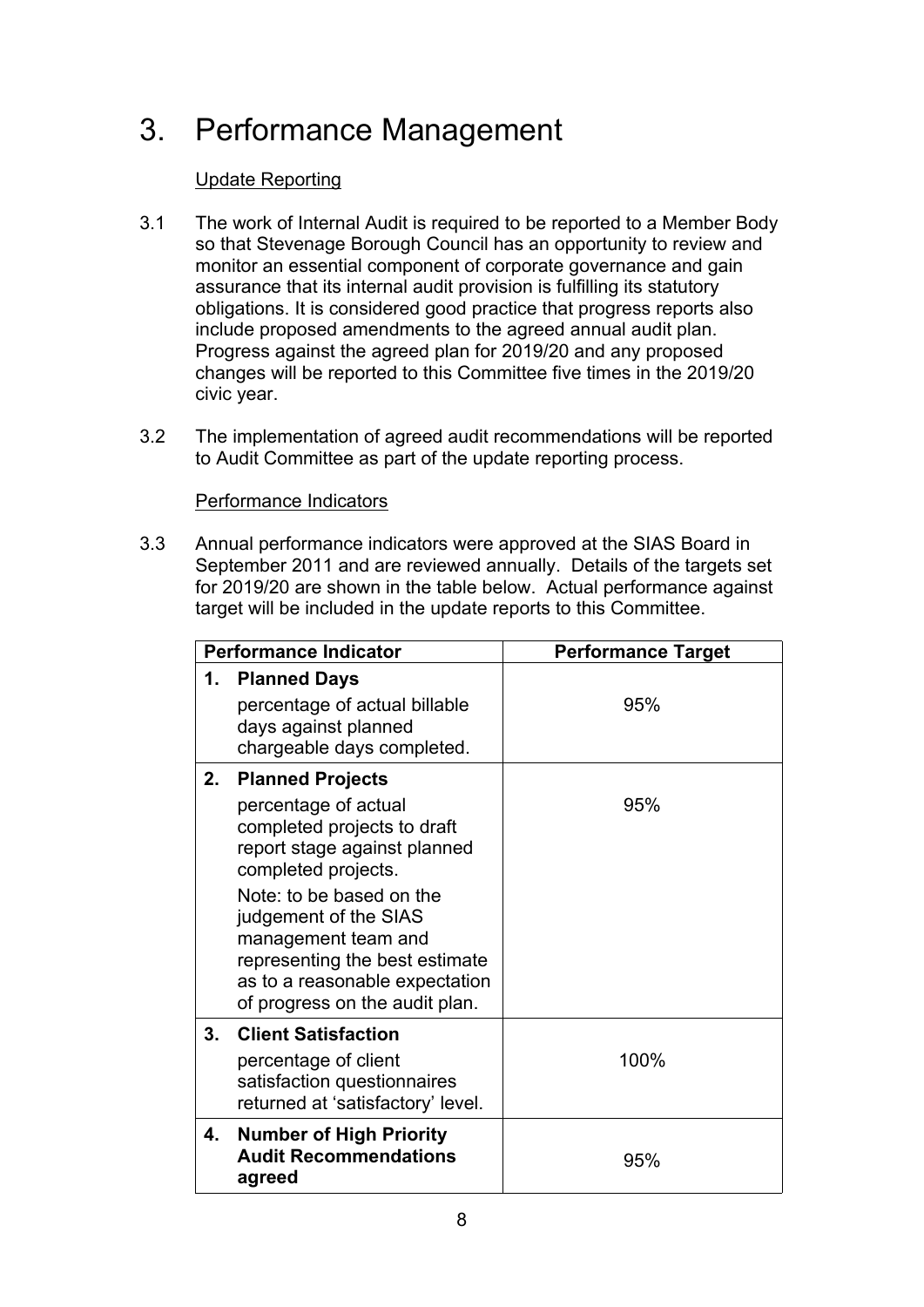# 3. Performance Management

Update Reporting

3.1 The work of Internal Audit is required to be reported to a Member Body so that Stevenage Borough Council has an opportunity to review and monitor an essential component of corporate governance and gain assurance that its internal audit provision is fulfilling its statutory obligations. It is considered good practice that progress reports also include proposed amendments to the agreed annual audit plan. Progress against the agreed plan for 2019/20 and any proposed changes will be reported to this Committee five times in the 2019/20 civic year.

3.2 The implementation of agreed audit recommendations will be reported to Audit Committee as part of the update reporting process.

Performance Indicators

3.3 Annual performance indicators were approved at the SIAS Board in September 2011 and are reviewed annually. Details of the targets set for 2019/20 are shown in the table below. Actual performance against target will be included in the update reports to this Committee.

| Performance Indicator | Performance Target |
|---|---|
| **1. Planned Days**<br>percentage of actual billable days against planned chargeable days completed. | 95% |
| **2. Planned Projects**<br>percentage of actual completed projects to draft report stage against planned completed projects.<br>Note: to be based on the judgement of the SIAS management team and representing the best estimate as to a reasonable expectation of progress on the audit plan. | 95% |
| **3. Client Satisfaction**<br>percentage of client satisfaction questionnaires returned at 'satisfactory' level. | 100% |
| **4. Number of High Priority Audit Recommendations agreed** | 95% |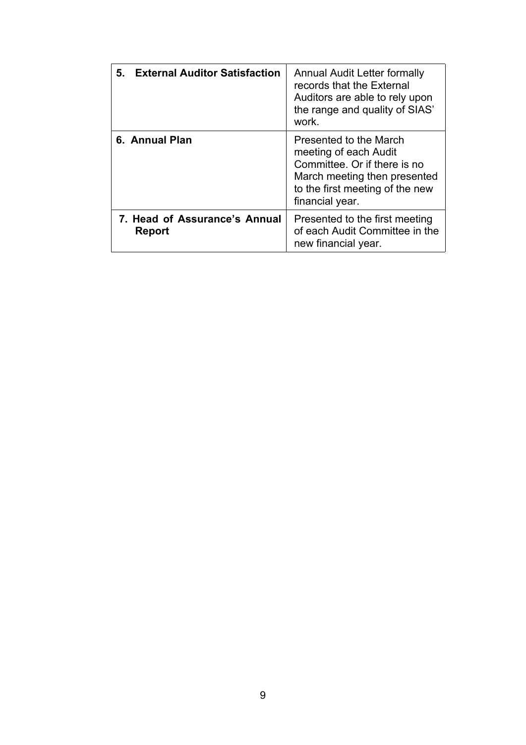| | |
|---|---|
| **5. External Auditor Satisfaction** | Annual Audit Letter formally records that the External Auditors are able to rely upon the range and quality of SIAS' work. |
| **6. Annual Plan** | Presented to the March meeting of each Audit Committee. Or if there is no March meeting then presented to the first meeting of the new financial year. |
| **7. Head of Assurance's Annual Report** | Presented to the first meeting of each Audit Committee in the new financial year. |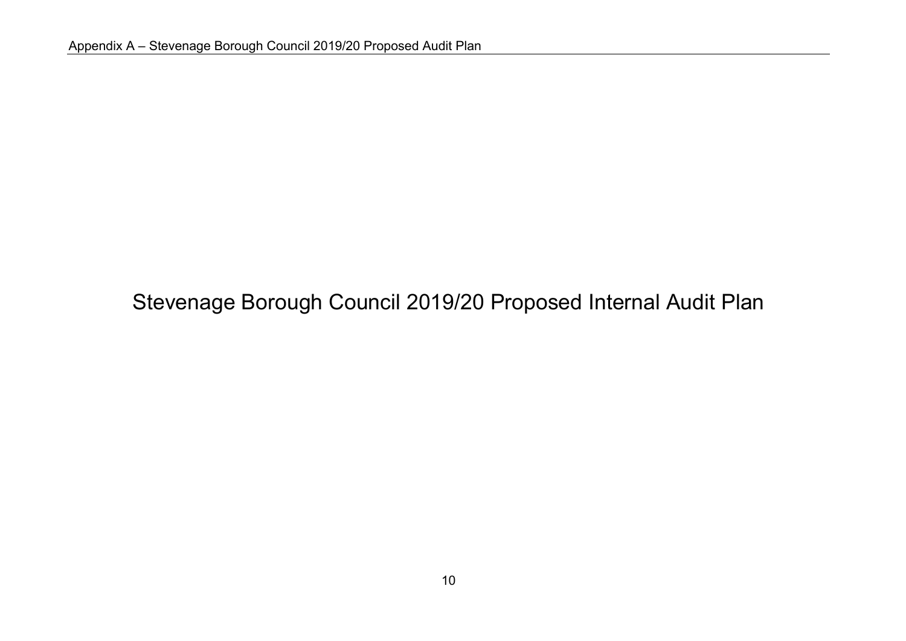# Stevenage Borough Council 2019/20 Proposed Internal Audit Plan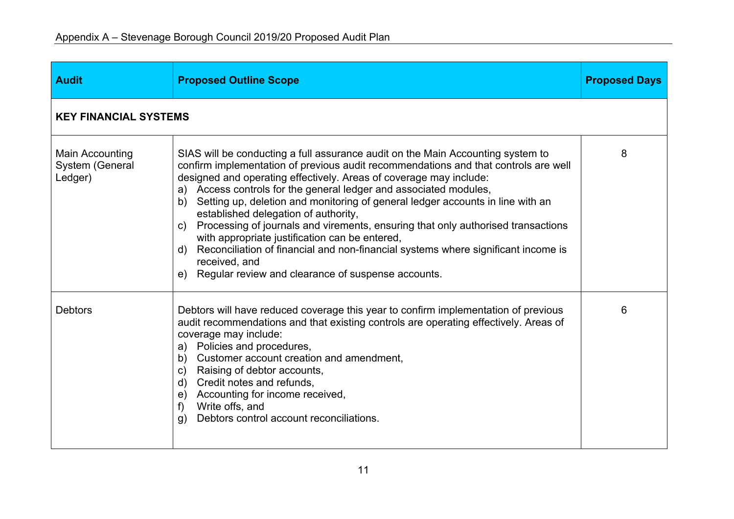| Audit | Proposed Outline Scope | Proposed Days |
| --- | --- | --- |
| **KEY FINANCIAL SYSTEMS** | | |
| Main Accounting System (General Ledger) | SIAS will be conducting a full assurance audit on the Main Accounting system to confirm implementation of previous audit recommendations and that controls are well designed and operating effectively. Areas of coverage may include:<br>a) Access controls for the general ledger and associated modules,<br>b) Setting up, deletion and monitoring of general ledger accounts in line with an established delegation of authority,<br>c) Processing of journals and virements, ensuring that only authorised transactions with appropriate justification can be entered,<br>d) Reconciliation of financial and non-financial systems where significant income is received, and<br>e) Regular review and clearance of suspense accounts. | 8 |
| Debtors | Debtors will have reduced coverage this year to confirm implementation of previous audit recommendations and that existing controls are operating effectively. Areas of coverage may include:<br>a) Policies and procedures,<br>b) Customer account creation and amendment,<br>c) Raising of debtor accounts,<br>d) Credit notes and refunds,<br>e) Accounting for income received,<br>f) Write offs, and<br>g) Debtors control account reconciliations. | 6 |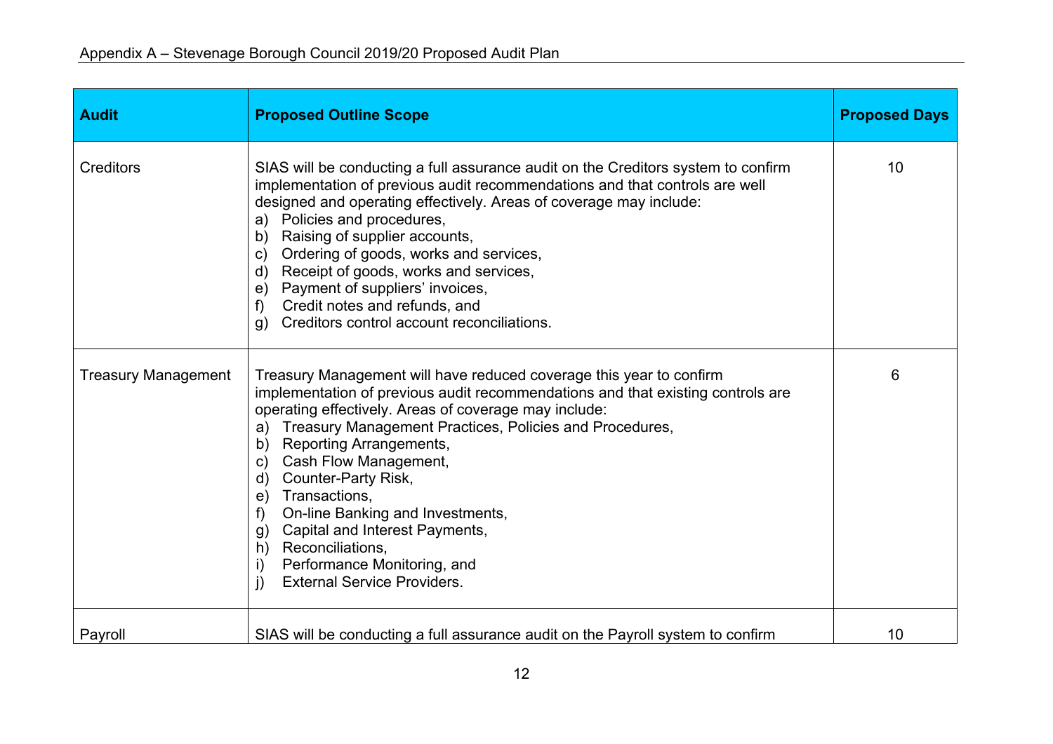| Audit | Proposed Outline Scope | Proposed Days |
|---|---|---|
| Creditors | SIAS will be conducting a full assurance audit on the Creditors system to confirm implementation of previous audit recommendations and that controls are well designed and operating effectively. Areas of coverage may include:<br>a) Policies and procedures,<br>b) Raising of supplier accounts,<br>c) Ordering of goods, works and services,<br>d) Receipt of goods, works and services,<br>e) Payment of suppliers' invoices,<br>f) Credit notes and refunds, and<br>g) Creditors control account reconciliations. | 10 |
| Treasury Management | Treasury Management will have reduced coverage this year to confirm implementation of previous audit recommendations and that existing controls are operating effectively. Areas of coverage may include:<br>a) Treasury Management Practices, Policies and Procedures,<br>b) Reporting Arrangements,<br>c) Cash Flow Management,<br>d) Counter-Party Risk,<br>e) Transactions,<br>f) On-line Banking and Investments,<br>g) Capital and Interest Payments,<br>h) Reconciliations,<br>i) Performance Monitoring, and<br>j) External Service Providers. | 6 |
| Payroll | SIAS will be conducting a full assurance audit on the Payroll system to confirm | 10 |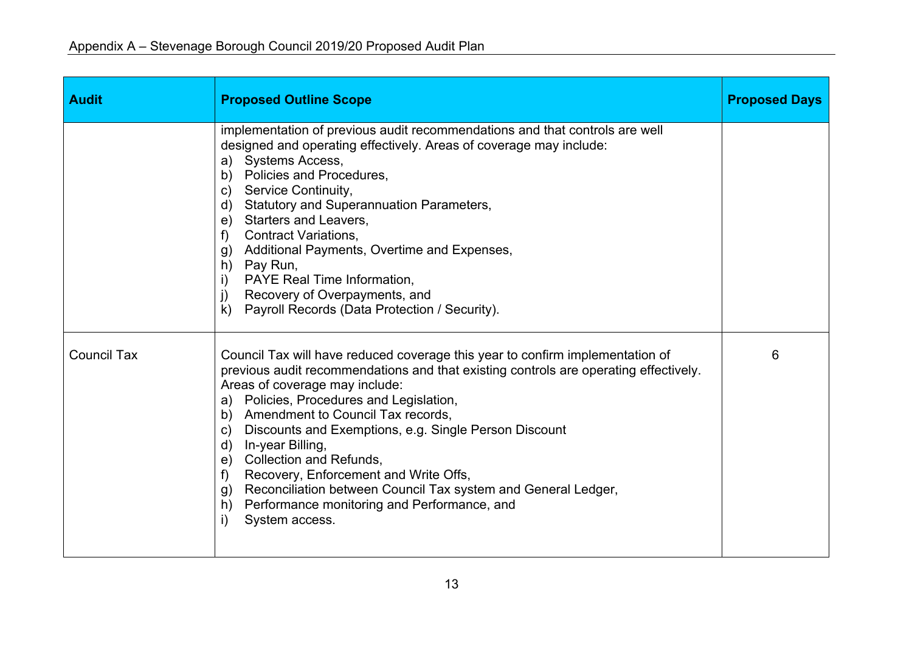| Audit | Proposed Outline Scope | Proposed Days |
|---|---|---|
| | implementation of previous audit recommendations and that controls are well designed and operating effectively. Areas of coverage may include:<br>a) Systems Access,<br>b) Policies and Procedures,<br>c) Service Continuity,<br>d) Statutory and Superannuation Parameters,<br>e) Starters and Leavers,<br>f) Contract Variations,<br>g) Additional Payments, Overtime and Expenses,<br>h) Pay Run,<br>i) PAYE Real Time Information,<br>j) Recovery of Overpayments, and<br>k) Payroll Records (Data Protection / Security). | |
| Council Tax | Council Tax will have reduced coverage this year to confirm implementation of previous audit recommendations and that existing controls are operating effectively. Areas of coverage may include:<br>a) Policies, Procedures and Legislation,<br>b) Amendment to Council Tax records,<br>c) Discounts and Exemptions, e.g. Single Person Discount<br>d) In-year Billing,<br>e) Collection and Refunds,<br>f) Recovery, Enforcement and Write Offs,<br>g) Reconciliation between Council Tax system and General Ledger,<br>h) Performance monitoring and Performance, and<br>i) System access. | 6 |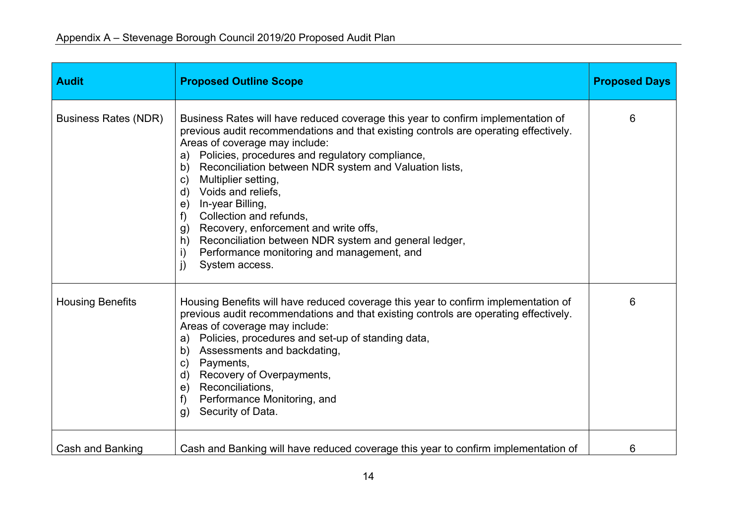Appendix A – Stevenage Borough Council 2019/20 Proposed Audit Plan

| Audit | Proposed Outline Scope | Proposed Days |
|---|---|---|
| Business Rates (NDR) | Business Rates will have reduced coverage this year to confirm implementation of previous audit recommendations and that existing controls are operating effectively. Areas of coverage may include:<br>a) Policies, procedures and regulatory compliance,<br>b) Reconciliation between NDR system and Valuation lists,<br>c) Multiplier setting,<br>d) Voids and reliefs,<br>e) In-year Billing,<br>f) Collection and refunds,<br>g) Recovery, enforcement and write offs,<br>h) Reconciliation between NDR system and general ledger,<br>i) Performance monitoring and management, and<br>j) System access. | 6 |
| Housing Benefits | Housing Benefits will have reduced coverage this year to confirm implementation of previous audit recommendations and that existing controls are operating effectively. Areas of coverage may include:<br>a) Policies, procedures and set-up of standing data,<br>b) Assessments and backdating,<br>c) Payments,<br>d) Recovery of Overpayments,<br>e) Reconciliations,<br>f) Performance Monitoring, and<br>g) Security of Data. | 6 |
| Cash and Banking | Cash and Banking will have reduced coverage this year to confirm implementation of | 6 |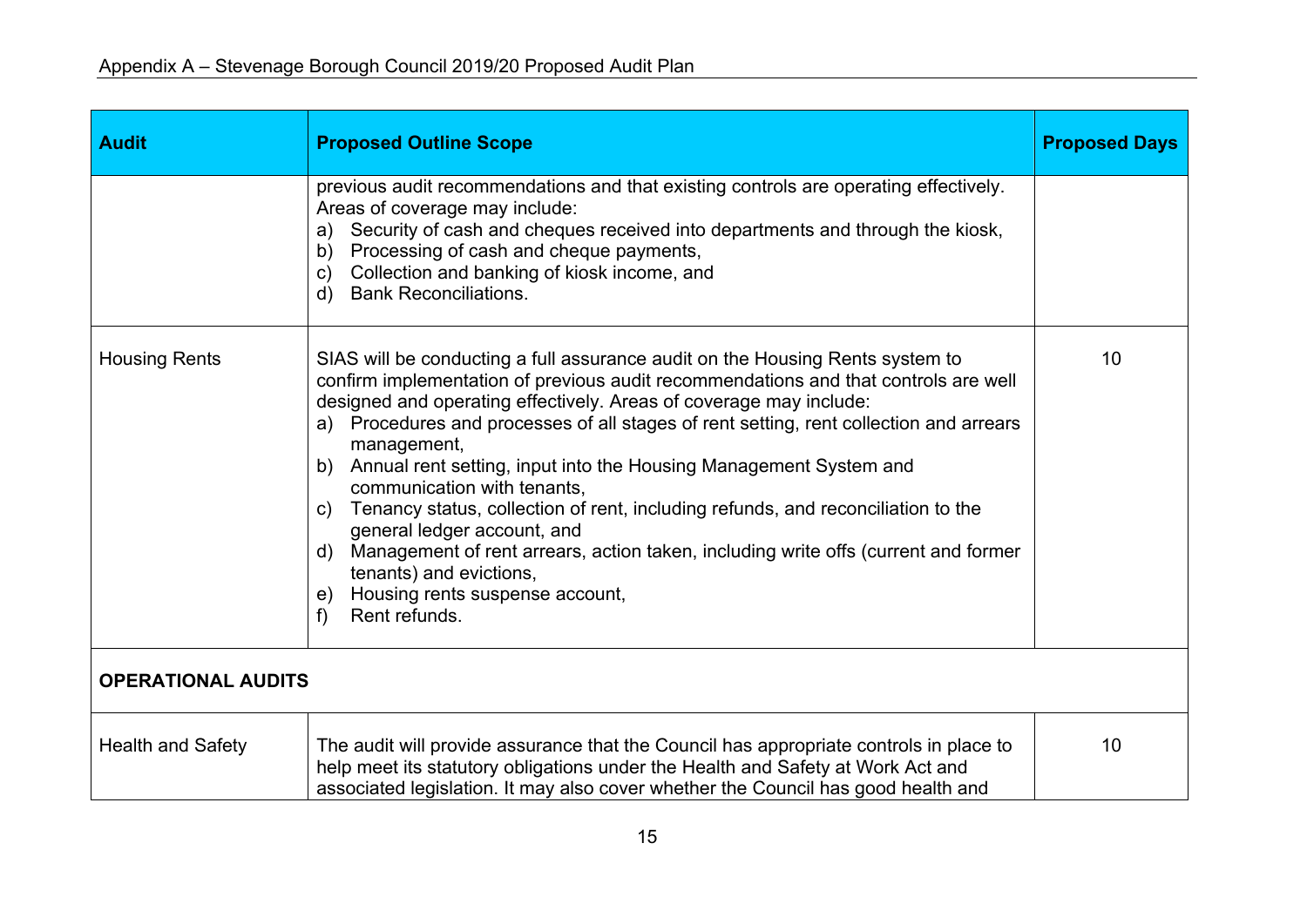| Audit | Proposed Outline Scope | Proposed Days |
|---|---|---|
| | previous audit recommendations and that existing controls are operating effectively. Areas of coverage may include:<br>a) Security of cash and cheques received into departments and through the kiosk,<br>b) Processing of cash and cheque payments,<br>c) Collection and banking of kiosk income, and<br>d) Bank Reconciliations. | |
| Housing Rents | SIAS will be conducting a full assurance audit on the Housing Rents system to confirm implementation of previous audit recommendations and that controls are well designed and operating effectively. Areas of coverage may include:<br>a) Procedures and processes of all stages of rent setting, rent collection and arrears management,<br>b) Annual rent setting, input into the Housing Management System and communication with tenants,<br>c) Tenancy status, collection of rent, including refunds, and reconciliation to the general ledger account, and<br>d) Management of rent arrears, action taken, including write offs (current and former tenants) and evictions,<br>e) Housing rents suspense account,<br>f) Rent refunds. | 10 |
| **OPERATIONAL AUDITS** | | |
| Health and Safety | The audit will provide assurance that the Council has appropriate controls in place to help meet its statutory obligations under the Health and Safety at Work Act and associated legislation. It may also cover whether the Council has good health and | 10 |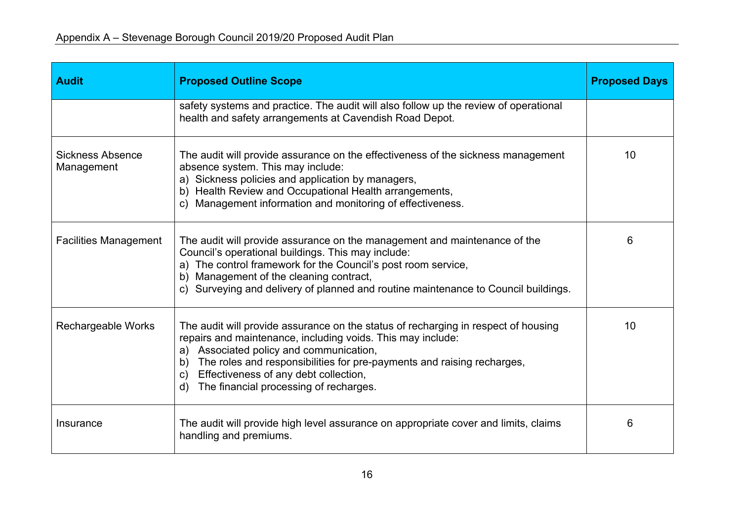| Audit | Proposed Outline Scope | Proposed Days |
|---|---|---|
| | safety systems and practice. The audit will also follow up the review of operational health and safety arrangements at Cavendish Road Depot. | |
| Sickness Absence Management | The audit will provide assurance on the effectiveness of the sickness management absence system. This may include:<br>a) Sickness policies and application by managers,<br>b) Health Review and Occupational Health arrangements,<br>c) Management information and monitoring of effectiveness. | 10 |
| Facilities Management | The audit will provide assurance on the management and maintenance of the Council's operational buildings. This may include:<br>a) The control framework for the Council's post room service,<br>b) Management of the cleaning contract,<br>c) Surveying and delivery of planned and routine maintenance to Council buildings. | 6 |
| Rechargeable Works | The audit will provide assurance on the status of recharging in respect of housing repairs and maintenance, including voids. This may include:<br>a) Associated policy and communication,<br>b) The roles and responsibilities for pre-payments and raising recharges,<br>c) Effectiveness of any debt collection,<br>d) The financial processing of recharges. | 10 |
| Insurance | The audit will provide high level assurance on appropriate cover and limits, claims handling and premiums. | 6 |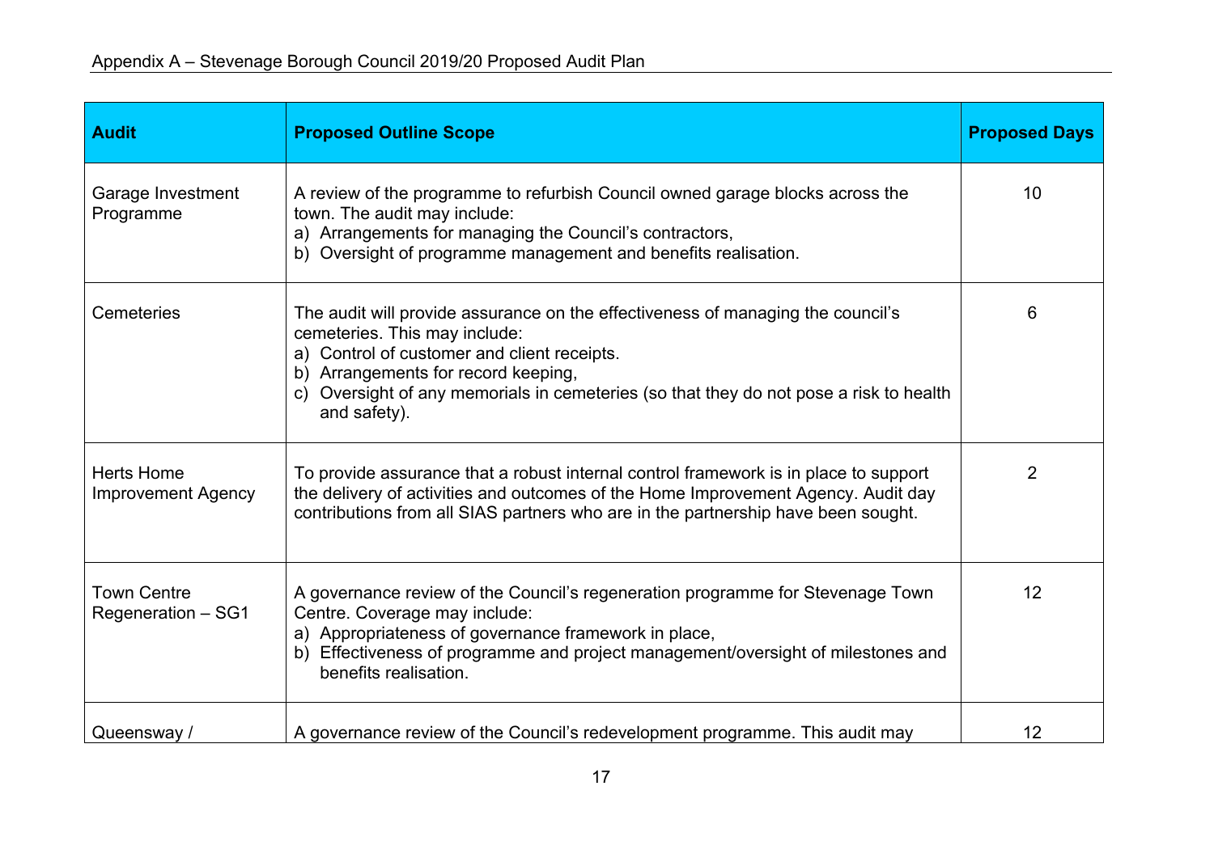Appendix A – Stevenage Borough Council 2019/20 Proposed Audit Plan

| Audit | Proposed Outline Scope | Proposed Days |
|---|---|---|
| Garage Investment Programme | A review of the programme to refurbish Council owned garage blocks across the town. The audit may include:<br>a) Arrangements for managing the Council's contractors,<br>b) Oversight of programme management and benefits realisation. | 10 |
| Cemeteries | The audit will provide assurance on the effectiveness of managing the council's cemeteries. This may include:<br>a) Control of customer and client receipts.<br>b) Arrangements for record keeping,<br>c) Oversight of any memorials in cemeteries (so that they do not pose a risk to health and safety). | 6 |
| Herts Home Improvement Agency | To provide assurance that a robust internal control framework is in place to support the delivery of activities and outcomes of the Home Improvement Agency. Audit day contributions from all SIAS partners who are in the partnership have been sought. | 2 |
| Town Centre Regeneration – SG1 | A governance review of the Council's regeneration programme for Stevenage Town Centre. Coverage may include:<br>a) Appropriateness of governance framework in place,<br>b) Effectiveness of programme and project management/oversight of milestones and benefits realisation. | 12 |
| Queensway / | A governance review of the Council's redevelopment programme. This audit may | 12 |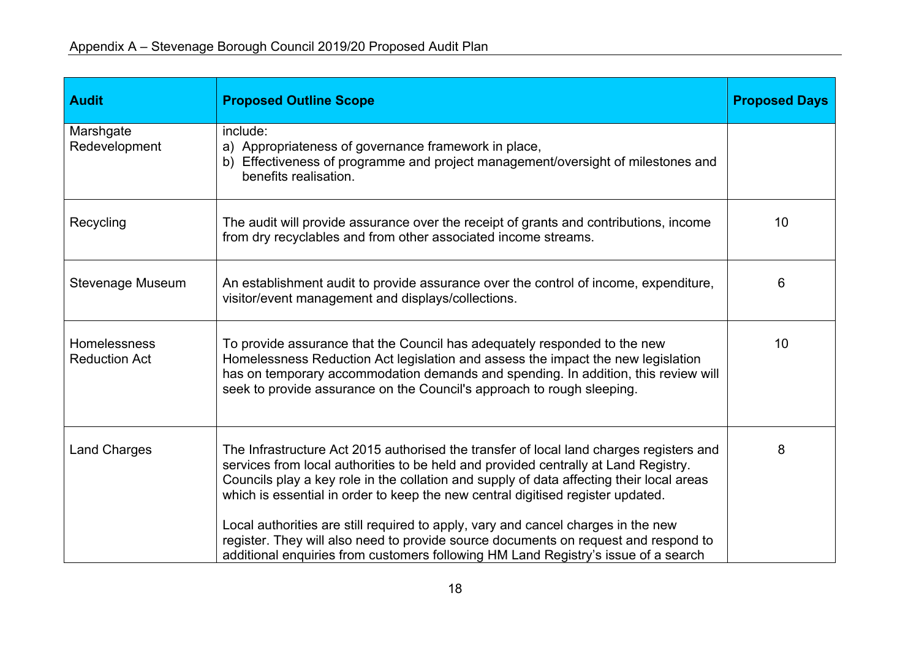Appendix A – Stevenage Borough Council 2019/20 Proposed Audit Plan

| Audit | Proposed Outline Scope | Proposed Days |
|---|---|---|
| Marshgate Redevelopment | include:<br>a) Appropriateness of governance framework in place,<br>b) Effectiveness of programme and project management/oversight of milestones and benefits realisation. | |
| Recycling | The audit will provide assurance over the receipt of grants and contributions, income from dry recyclables and from other associated income streams. | 10 |
| Stevenage Museum | An establishment audit to provide assurance over the control of income, expenditure, visitor/event management and displays/collections. | 6 |
| Homelessness Reduction Act | To provide assurance that the Council has adequately responded to the new Homelessness Reduction Act legislation and assess the impact the new legislation has on temporary accommodation demands and spending. In addition, this review will seek to provide assurance on the Council's approach to rough sleeping. | 10 |
| Land Charges | The Infrastructure Act 2015 authorised the transfer of local land charges registers and services from local authorities to be held and provided centrally at Land Registry. Councils play a key role in the collation and supply of data affecting their local areas which is essential in order to keep the new central digitised register updated.<br><br>Local authorities are still required to apply, vary and cancel charges in the new register. They will also need to provide source documents on request and respond to additional enquiries from customers following HM Land Registry's issue of a search | 8 |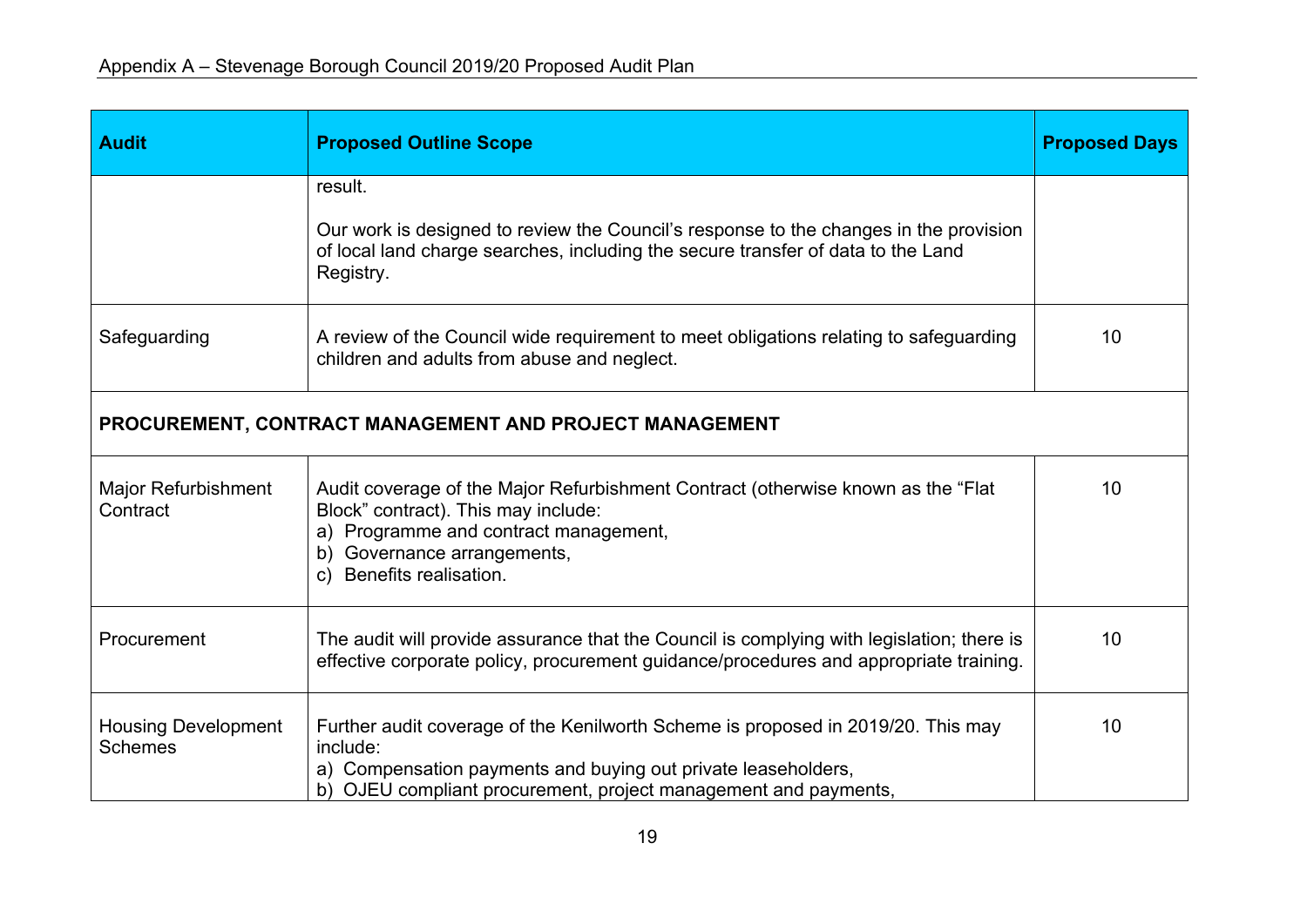Appendix A – Stevenage Borough Council 2019/20 Proposed Audit Plan

| Audit | Proposed Outline Scope | Proposed Days |
|---|---|---|
| | result.<br><br>Our work is designed to review the Council's response to the changes in the provision of local land charge searches, including the secure transfer of data to the Land Registry. | |
| Safeguarding | A review of the Council wide requirement to meet obligations relating to safeguarding children and adults from abuse and neglect. | 10 |
| **PROCUREMENT, CONTRACT MANAGEMENT AND PROJECT MANAGEMENT** | | |
| Major Refurbishment Contract | Audit coverage of the Major Refurbishment Contract (otherwise known as the "Flat Block" contract). This may include:<br>a) Programme and contract management,<br>b) Governance arrangements,<br>c) Benefits realisation. | 10 |
| Procurement | The audit will provide assurance that the Council is complying with legislation; there is effective corporate policy, procurement guidance/procedures and appropriate training. | 10 |
| Housing Development Schemes | Further audit coverage of the Kenilworth Scheme is proposed in 2019/20. This may include:<br>a) Compensation payments and buying out private leaseholders,<br>b) OJEU compliant procurement, project management and payments, | 10 |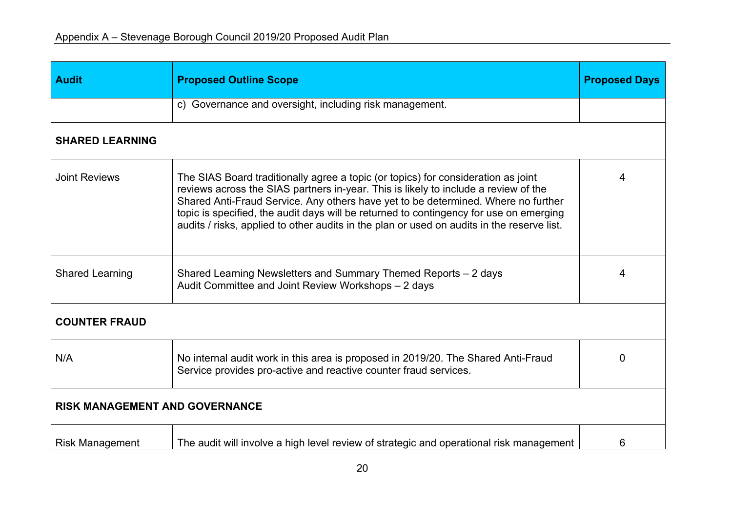| Audit | Proposed Outline Scope | Proposed Days |
|---|---|---|
| | c) Governance and oversight, including risk management. | |
| **SHARED LEARNING** | | |
| Joint Reviews | The SIAS Board traditionally agree a topic (or topics) for consideration as joint reviews across the SIAS partners in-year. This is likely to include a review of the Shared Anti-Fraud Service. Any others have yet to be determined. Where no further topic is specified, the audit days will be returned to contingency for use on emerging audits / risks, applied to other audits in the plan or used on audits in the reserve list. | 4 |
| Shared Learning | Shared Learning Newsletters and Summary Themed Reports – 2 days<br>Audit Committee and Joint Review Workshops – 2 days | 4 |
| **COUNTER FRAUD** | | |
| N/A | No internal audit work in this area is proposed in 2019/20. The Shared Anti-Fraud Service provides pro-active and reactive counter fraud services. | 0 |
| **RISK MANAGEMENT AND GOVERNANCE** | | |
| Risk Management | The audit will involve a high level review of strategic and operational risk management | 6 |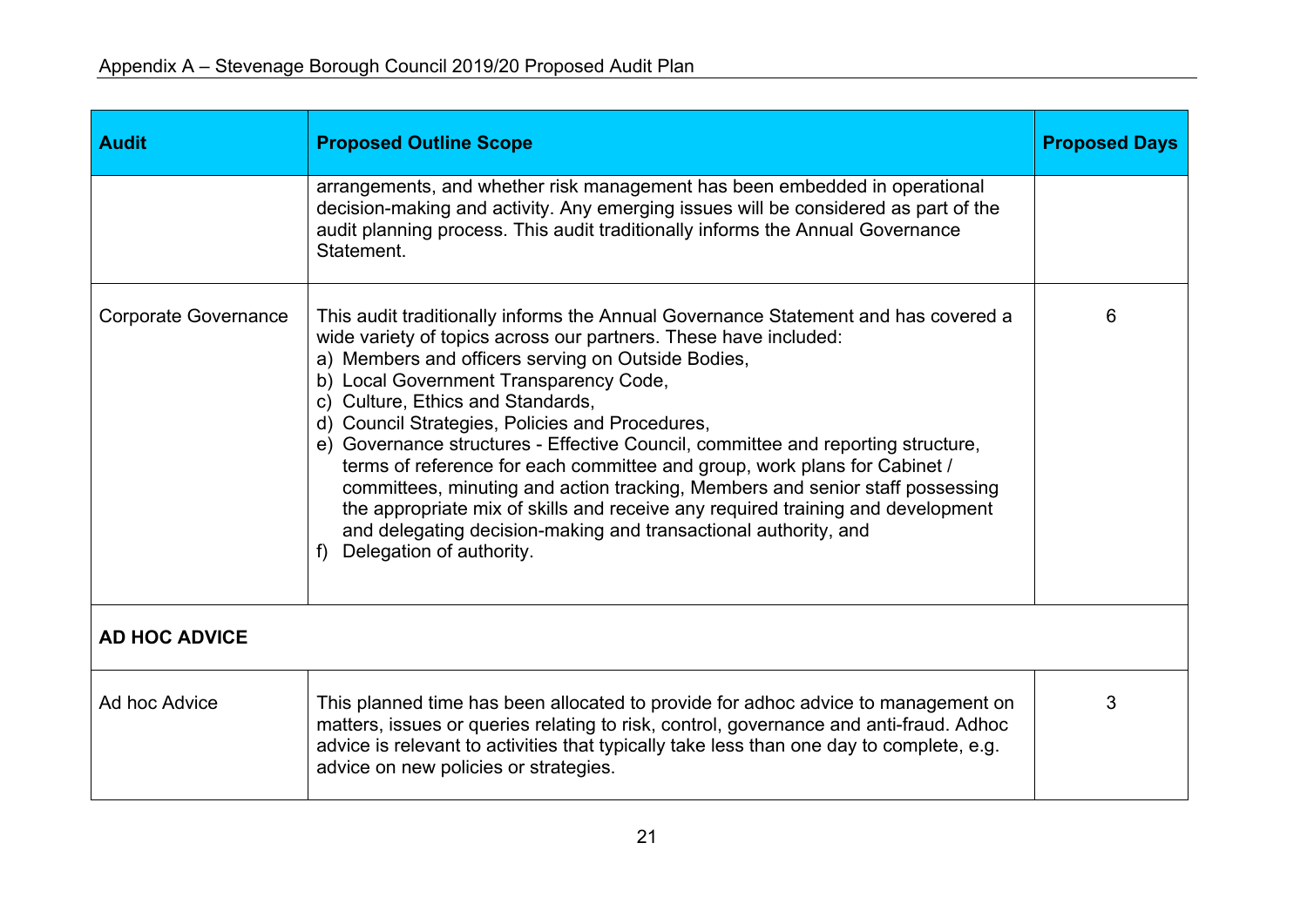| Audit | Proposed Outline Scope | Proposed Days |
|---|---|---|
| | arrangements, and whether risk management has been embedded in operational decision-making and activity. Any emerging issues will be considered as part of the audit planning process. This audit traditionally informs the Annual Governance Statement. | |
| Corporate Governance | This audit traditionally informs the Annual Governance Statement and has covered a wide variety of topics across our partners. These have included:<br>a) Members and officers serving on Outside Bodies,<br>b) Local Government Transparency Code,<br>c) Culture, Ethics and Standards,<br>d) Council Strategies, Policies and Procedures,<br>e) Governance structures - Effective Council, committee and reporting structure, terms of reference for each committee and group, work plans for Cabinet / committees, minuting and action tracking, Members and senior staff possessing the appropriate mix of skills and receive any required training and development and delegating decision-making and transactional authority, and<br>f) Delegation of authority. | 6 |
| **AD HOC ADVICE** | | |
| Ad hoc Advice | This planned time has been allocated to provide for adhoc advice to management on matters, issues or queries relating to risk, control, governance and anti-fraud. Adhoc advice is relevant to activities that typically take less than one day to complete, e.g. advice on new policies or strategies. | 3 |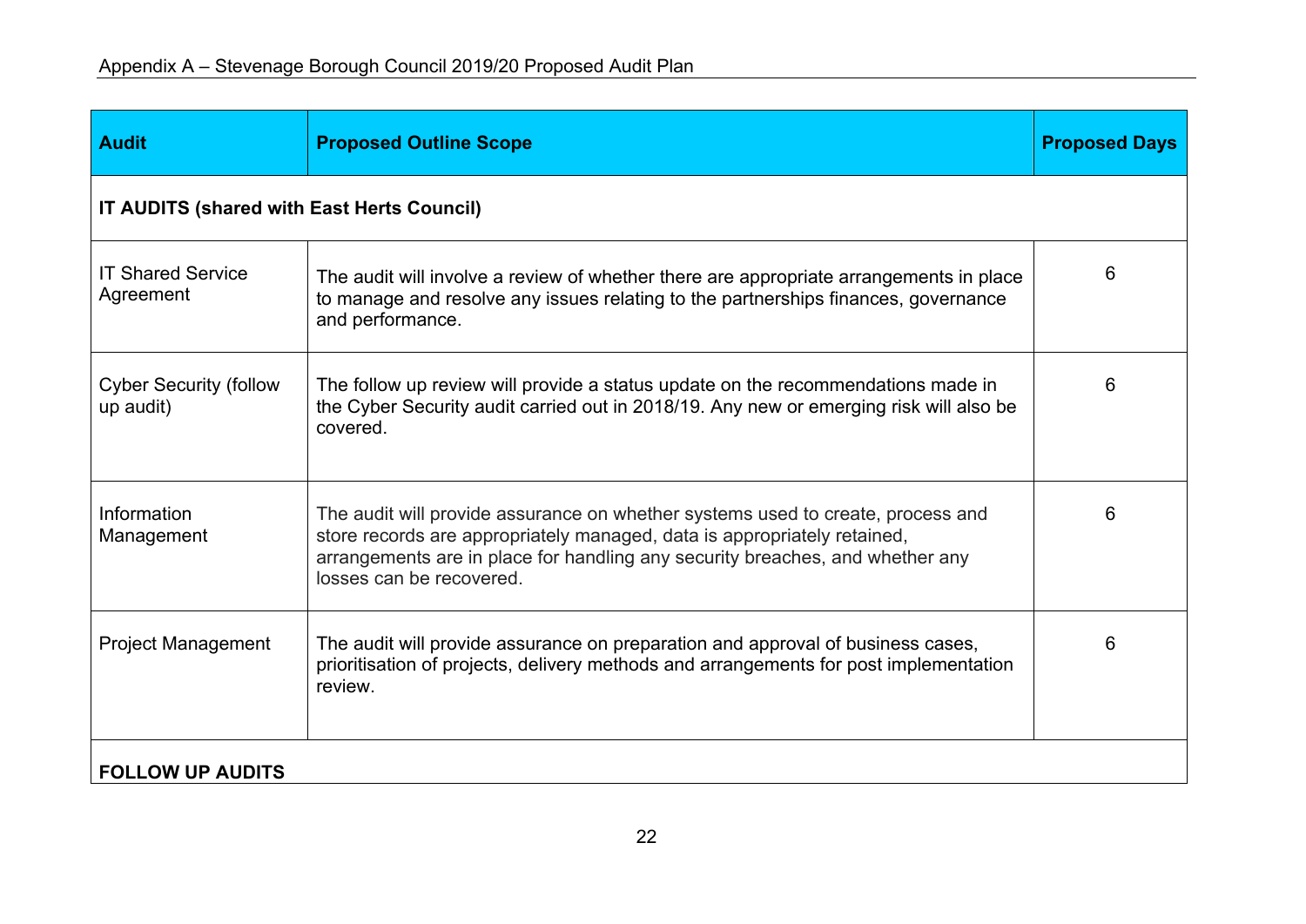| Audit | Proposed Outline Scope | Proposed Days |
|---|---|---|
| **IT AUDITS (shared with East Herts Council)** | | |
| IT Shared Service Agreement | The audit will involve a review of whether there are appropriate arrangements in place to manage and resolve any issues relating to the partnerships finances, governance and performance. | 6 |
| Cyber Security (follow up audit) | The follow up review will provide a status update on the recommendations made in the Cyber Security audit carried out in 2018/19. Any new or emerging risk will also be covered. | 6 |
| Information Management | The audit will provide assurance on whether systems used to create, process and store records are appropriately managed, data is appropriately retained, arrangements are in place for handling any security breaches, and whether any losses can be recovered. | 6 |
| Project Management | The audit will provide assurance on preparation and approval of business cases, prioritisation of projects, delivery methods and arrangements for post implementation review. | 6 |
| **FOLLOW UP AUDITS** | | |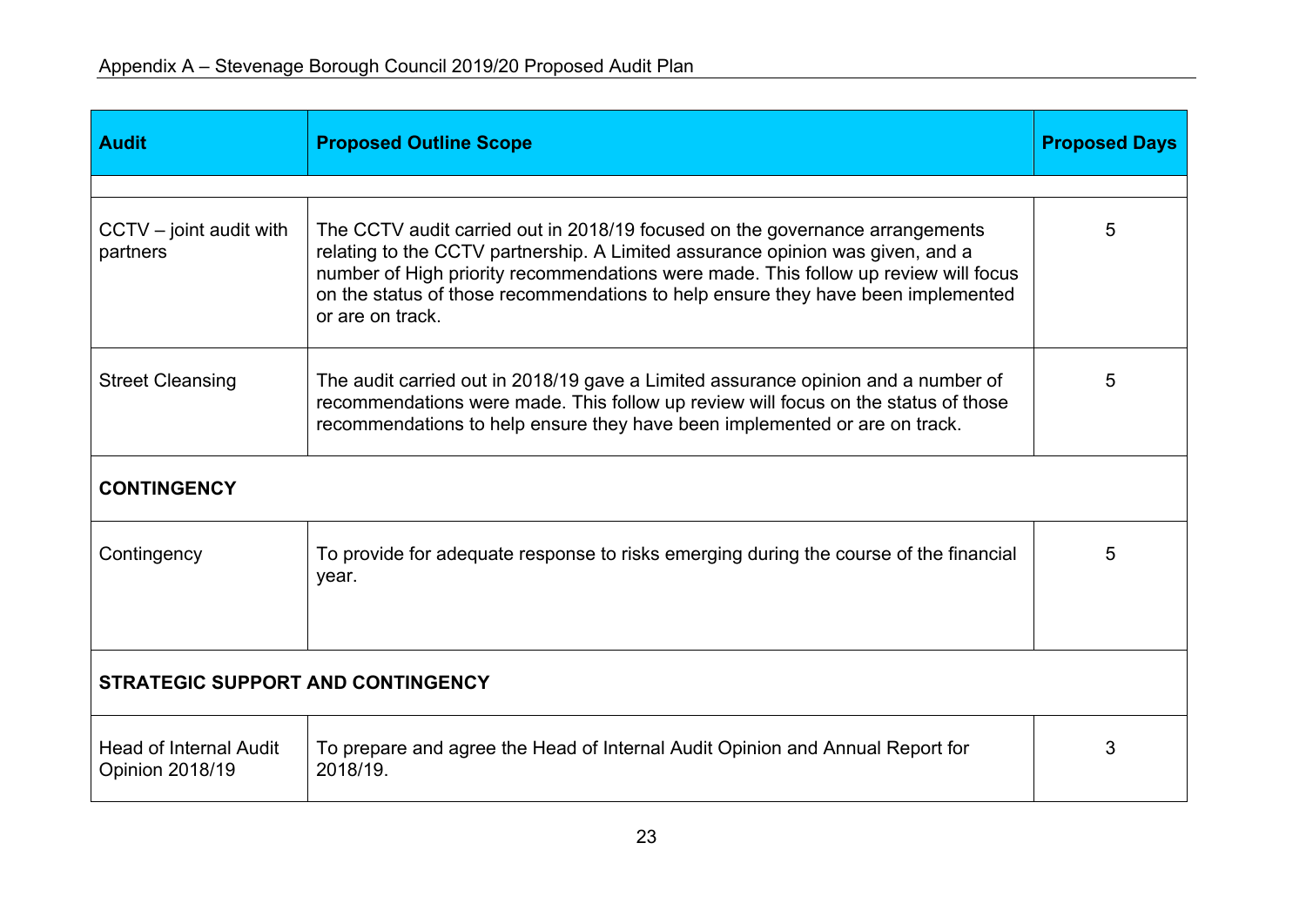| Audit | Proposed Outline Scope | Proposed Days |
|---|---|---|
| | | |
| CCTV – joint audit with partners | The CCTV audit carried out in 2018/19 focused on the governance arrangements relating to the CCTV partnership. A Limited assurance opinion was given, and a number of High priority recommendations were made. This follow up review will focus on the status of those recommendations to help ensure they have been implemented or are on track. | 5 |
| Street Cleansing | The audit carried out in 2018/19 gave a Limited assurance opinion and a number of recommendations were made. This follow up review will focus on the status of those recommendations to help ensure they have been implemented or are on track. | 5 |
| **CONTINGENCY** | | |
| Contingency | To provide for adequate response to risks emerging during the course of the financial year. | 5 |
| **STRATEGIC SUPPORT AND CONTINGENCY** | | |
| Head of Internal Audit Opinion 2018/19 | To prepare and agree the Head of Internal Audit Opinion and Annual Report for 2018/19. | 3 |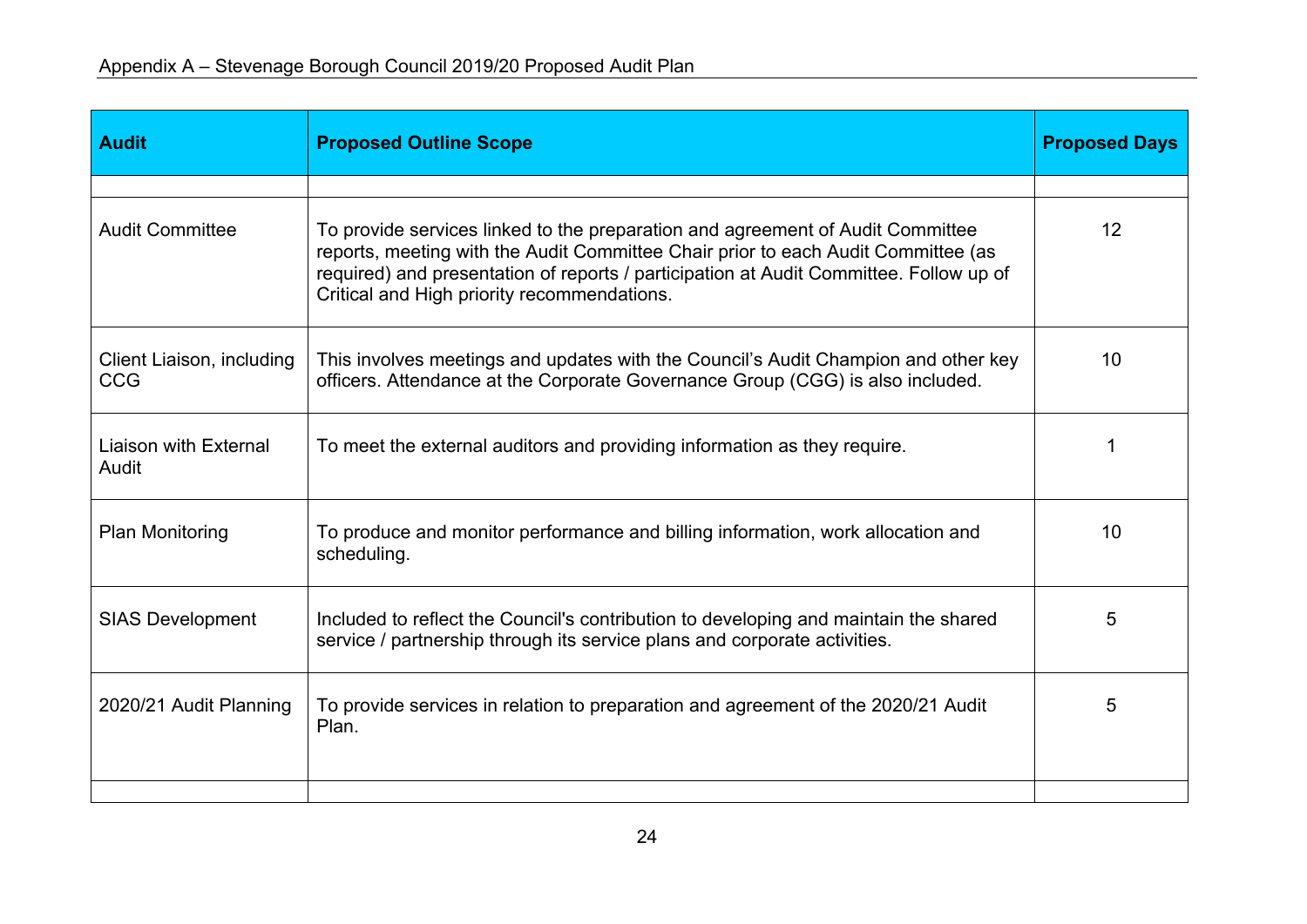| Audit | Proposed Outline Scope | Proposed Days |
|---|---|---|
| | | |
| Audit Committee | To provide services linked to the preparation and agreement of Audit Committee reports, meeting with the Audit Committee Chair prior to each Audit Committee (as required) and presentation of reports / participation at Audit Committee. Follow up of Critical and High priority recommendations. | 12 |
| Client Liaison, including CCG | This involves meetings and updates with the Council's Audit Champion and other key officers. Attendance at the Corporate Governance Group (CGG) is also included. | 10 |
| Liaison with External Audit | To meet the external auditors and providing information as they require. | 1 |
| Plan Monitoring | To produce and monitor performance and billing information, work allocation and scheduling. | 10 |
| SIAS Development | Included to reflect the Council's contribution to developing and maintain the shared service / partnership through its service plans and corporate activities. | 5 |
| 2020/21 Audit Planning | To provide services in relation to preparation and agreement of the 2020/21 Audit Plan. | 5 |
| | | |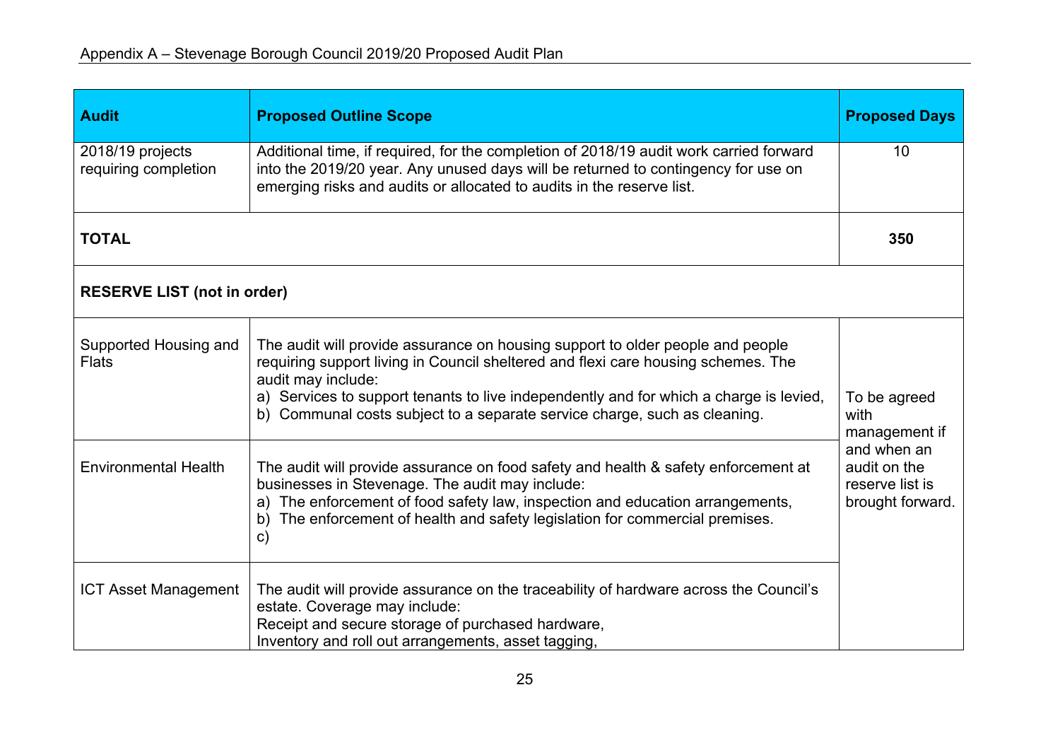| Audit | Proposed Outline Scope | Proposed Days |
|---|---|---|
| 2018/19 projects requiring completion | Additional time, if required, for the completion of 2018/19 audit work carried forward into the 2019/20 year. Any unused days will be returned to contingency for use on emerging risks and audits or allocated to audits in the reserve list. | 10 |
| **TOTAL** | | **350** |
| **RESERVE LIST (not in order)** | | |
| Supported Housing and Flats | The audit will provide assurance on housing support to older people and people requiring support living in Council sheltered and flexi care housing schemes. The audit may include:<br>a) Services to support tenants to live independently and for which a charge is levied,<br>b) Communal costs subject to a separate service charge, such as cleaning. | To be agreed with management if and when an audit on the reserve list is brought forward. |
| Environmental Health | The audit will provide assurance on food safety and health & safety enforcement at businesses in Stevenage. The audit may include:<br>a) The enforcement of food safety law, inspection and education arrangements,<br>b) The enforcement of health and safety legislation for commercial premises.<br>c) | |
| ICT Asset Management | The audit will provide assurance on the traceability of hardware across the Council's estate. Coverage may include:<br>Receipt and secure storage of purchased hardware,<br>Inventory and roll out arrangements, asset tagging, | |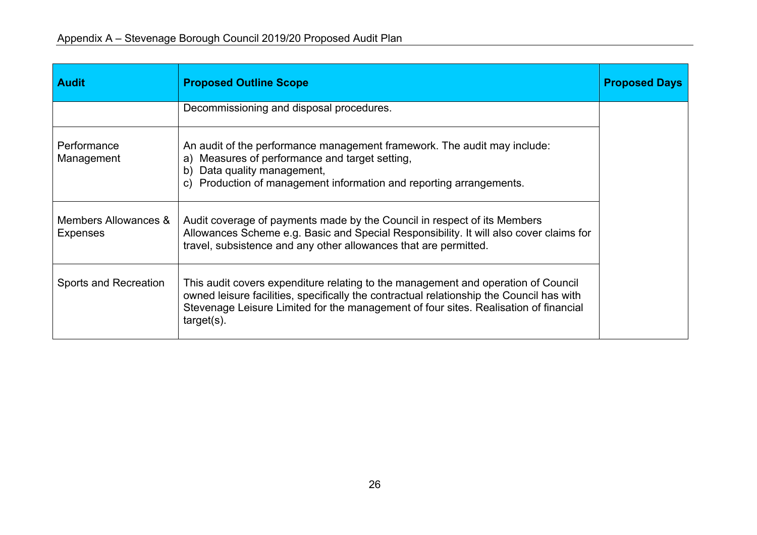| Audit | Proposed Outline Scope | Proposed Days |
|---|---|---|
| | Decommissioning and disposal procedures. | |
| Performance Management | An audit of the performance management framework. The audit may include:<br>a) Measures of performance and target setting,<br>b) Data quality management,<br>c) Production of management information and reporting arrangements. | |
| Members Allowances & Expenses | Audit coverage of payments made by the Council in respect of its Members Allowances Scheme e.g. Basic and Special Responsibility. It will also cover claims for travel, subsistence and any other allowances that are permitted. | |
| Sports and Recreation | This audit covers expenditure relating to the management and operation of Council owned leisure facilities, specifically the contractual relationship the Council has with Stevenage Leisure Limited for the management of four sites. Realisation of financial target(s). | |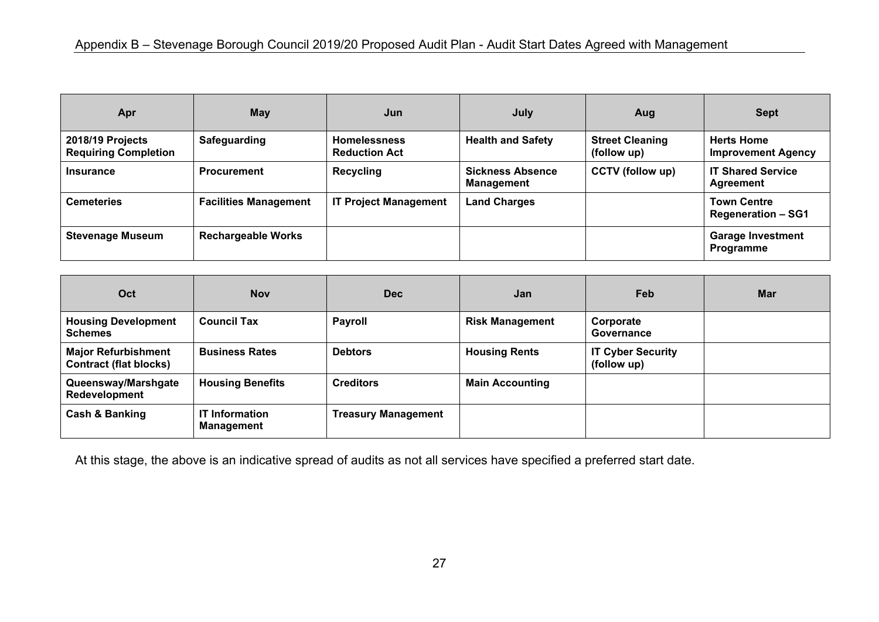Appendix B – Stevenage Borough Council 2019/20 Proposed Audit Plan - Audit Start Dates Agreed with Management

| Apr | May | Jun | July | Aug | Sept |
|---|---|---|---|---|---|
| **2018/19 Projects Requiring Completion** | **Safeguarding** | **Homelessness Reduction Act** | **Health and Safety** | **Street Cleaning (follow up)** | **Herts Home Improvement Agency** |
| **Insurance** | **Procurement** | **Recycling** | **Sickness Absence Management** | **CCTV (follow up)** | **IT Shared Service Agreement** |
| **Cemeteries** | **Facilities Management** | **IT Project Management** | **Land Charges** | | **Town Centre Regeneration – SG1** |
| **Stevenage Museum** | **Rechargeable Works** | | | | **Garage Investment Programme** |

| Oct | Nov | Dec | Jan | Feb | Mar |
|---|---|---|---|---|---|
| **Housing Development Schemes** | **Council Tax** | **Payroll** | **Risk Management** | **Corporate Governance** | |
| **Major Refurbishment Contract (flat blocks)** | **Business Rates** | **Debtors** | **Housing Rents** | **IT Cyber Security (follow up)** | |
| **Queensway/Marshgate Redevelopment** | **Housing Benefits** | **Creditors** | **Main Accounting** | | |
| **Cash & Banking** | **IT Information Management** | **Treasury Management** | | | |

At this stage, the above is an indicative spread of audits as not all services have specified a preferred start date.